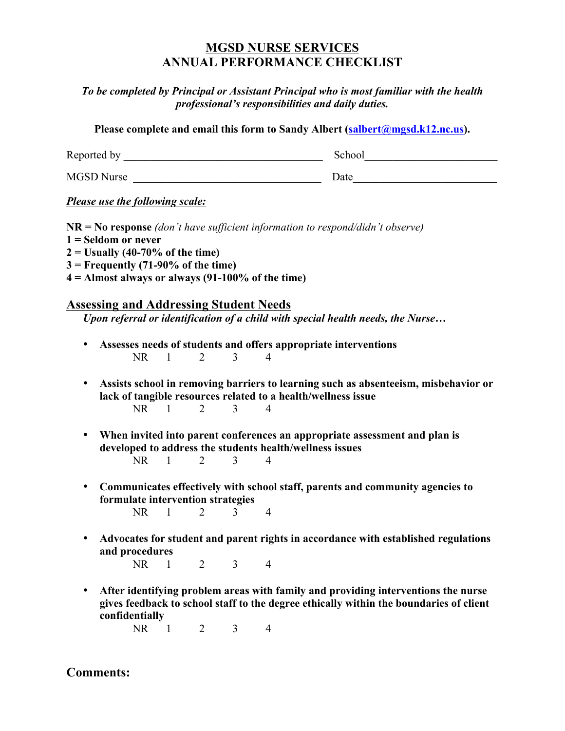# MGSD NURSE SERVICES
# ANNUAL PERFORMANCE CHECKLIST

***To be completed by Principal or Assistant Principal who is most familiar with the health professional's responsibilities and daily duties.***

**Please complete and email this form to Sandy Albert (salbert@mgsd.k12.nc.us).**

Reported by ___________________________________ School______________________

MGSD Nurse ________________________________ Date________________________

***Please use the following scale:***

**NR = No response** *(don't have sufficient information to respond/didn't observe)*
**1 = Seldom or never**
**2 = Usually (40-70% of the time)**
**3 = Frequently (71-90% of the time)**
**4 = Almost always or always (91-100% of the time)**

## Assessing and Addressing Student Needs

***Upon referral or identification of a child with special health needs, the Nurse…***

- **Assesses needs of students and offers appropriate interventions**
  NR 1 2 3 4

- **Assists school in removing barriers to learning such as absenteeism, misbehavior or lack of tangible resources related to a health/wellness issue**
  NR 1 2 3 4

- **When invited into parent conferences an appropriate assessment and plan is developed to address the students health/wellness issues**
  NR 1 2 3 4

- **Communicates effectively with school staff, parents and community agencies to formulate intervention strategies**
  NR 1 2 3 4

- **Advocates for student and parent rights in accordance with established regulations and procedures**
  NR 1 2 3 4

- **After identifying problem areas with family and providing interventions the nurse gives feedback to school staff to the degree ethically within the boundaries of client confidentially**
  NR 1 2 3 4

## Comments: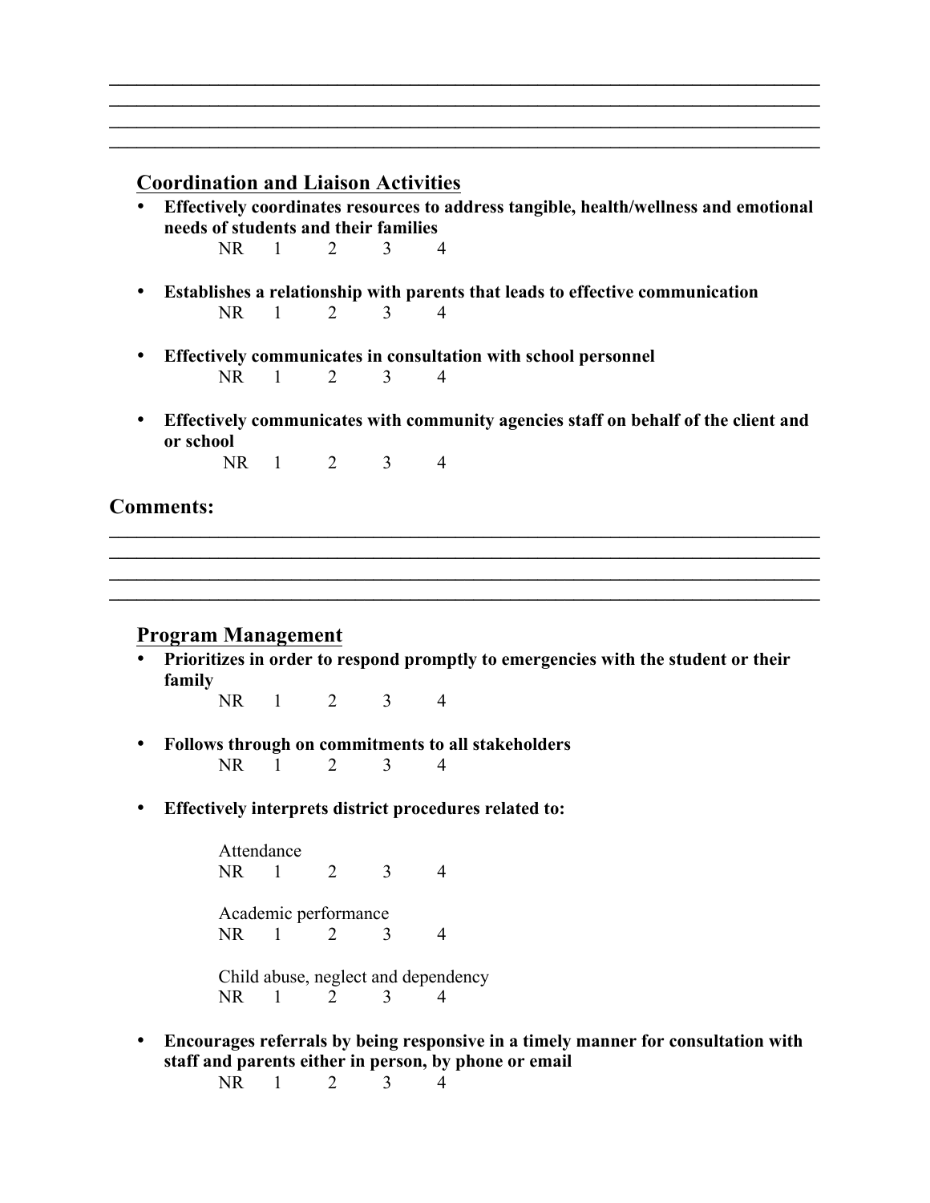\_\_\_\_\_\_\_\_\_\_\_\_\_\_\_\_\_\_\_\_\_\_\_\_\_\_\_\_\_\_\_\_\_\_\_\_\_\_\_\_\_\_\_\_\_\_\_\_\_\_\_\_\_\_\_\_\_\_\_\_\_\_\_\_\_\_\_\_\_\_
\_\_\_\_\_\_\_\_\_\_\_\_\_\_\_\_\_\_\_\_\_\_\_\_\_\_\_\_\_\_\_\_\_\_\_\_\_\_\_\_\_\_\_\_\_\_\_\_\_\_\_\_\_\_\_\_\_\_\_\_\_\_\_\_\_\_\_\_\_\_
\_\_\_\_\_\_\_\_\_\_\_\_\_\_\_\_\_\_\_\_\_\_\_\_\_\_\_\_\_\_\_\_\_\_\_\_\_\_\_\_\_\_\_\_\_\_\_\_\_\_\_\_\_\_\_\_\_\_\_\_\_\_\_\_\_\_\_\_\_\_
\_\_\_\_\_\_\_\_\_\_\_\_\_\_\_\_\_\_\_\_\_\_\_\_\_\_\_\_\_\_\_\_\_\_\_\_\_\_\_\_\_\_\_\_\_\_\_\_\_\_\_\_\_\_\_\_\_\_\_\_\_\_\_\_\_\_\_\_\_\_

## Coordination and Liaison Activities

- **Effectively coordinates resources to address tangible, health/wellness and emotional needs of students and their families**
  NR 1 2 3 4

- **Establishes a relationship with parents that leads to effective communication**
  NR 1 2 3 4

- **Effectively communicates in consultation with school personnel**
  NR 1 2 3 4

- **Effectively communicates with community agencies staff on behalf of the client and or school**
  NR 1 2 3 4

**Comments:**

\_\_\_\_\_\_\_\_\_\_\_\_\_\_\_\_\_\_\_\_\_\_\_\_\_\_\_\_\_\_\_\_\_\_\_\_\_\_\_\_\_\_\_\_\_\_\_\_\_\_\_\_\_\_\_\_\_\_\_\_\_\_\_\_\_\_\_\_\_\_
\_\_\_\_\_\_\_\_\_\_\_\_\_\_\_\_\_\_\_\_\_\_\_\_\_\_\_\_\_\_\_\_\_\_\_\_\_\_\_\_\_\_\_\_\_\_\_\_\_\_\_\_\_\_\_\_\_\_\_\_\_\_\_\_\_\_\_\_\_\_
\_\_\_\_\_\_\_\_\_\_\_\_\_\_\_\_\_\_\_\_\_\_\_\_\_\_\_\_\_\_\_\_\_\_\_\_\_\_\_\_\_\_\_\_\_\_\_\_\_\_\_\_\_\_\_\_\_\_\_\_\_\_\_\_\_\_\_\_\_\_
\_\_\_\_\_\_\_\_\_\_\_\_\_\_\_\_\_\_\_\_\_\_\_\_\_\_\_\_\_\_\_\_\_\_\_\_\_\_\_\_\_\_\_\_\_\_\_\_\_\_\_\_\_\_\_\_\_\_\_\_\_\_\_\_\_\_\_\_\_\_

## Program Management

- **Prioritizes in order to respond promptly to emergencies with the student or their family**
  NR 1 2 3 4

- **Follows through on commitments to all stakeholders**
  NR 1 2 3 4

- **Effectively interprets district procedures related to:**

  Attendance
  NR 1 2 3 4

  Academic performance
  NR 1 2 3 4

  Child abuse, neglect and dependency
  NR 1 2 3 4

- **Encourages referrals by being responsive in a timely manner for consultation with staff and parents either in person, by phone or email**
  NR 1 2 3 4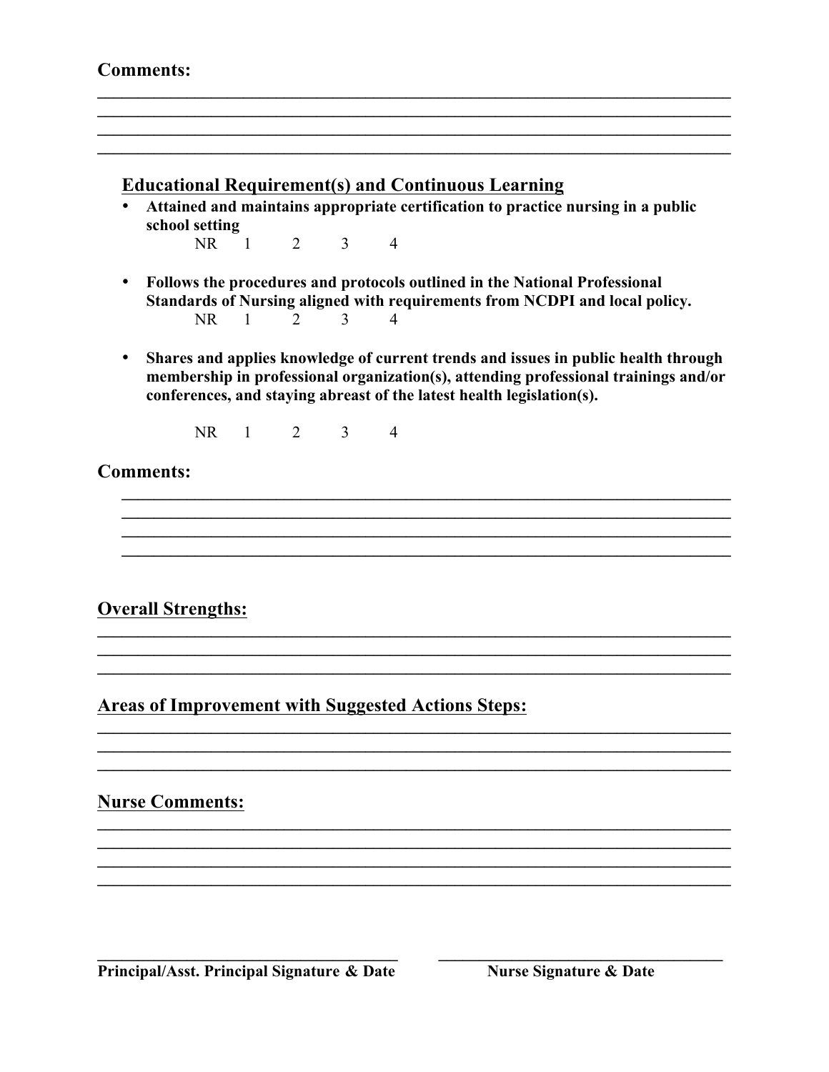**Comments:**

\_\_\_\_\_\_\_\_\_\_\_\_\_\_\_\_\_\_\_\_\_\_\_\_\_\_\_\_\_\_\_\_\_\_\_\_\_\_\_\_\_\_\_\_\_\_\_\_\_\_\_\_\_\_\_\_\_\_\_\_\_\_\_\_\_\_\_\_\_\_\_\_
\_\_\_\_\_\_\_\_\_\_\_\_\_\_\_\_\_\_\_\_\_\_\_\_\_\_\_\_\_\_\_\_\_\_\_\_\_\_\_\_\_\_\_\_\_\_\_\_\_\_\_\_\_\_\_\_\_\_\_\_\_\_\_\_\_\_\_\_\_\_\_\_
\_\_\_\_\_\_\_\_\_\_\_\_\_\_\_\_\_\_\_\_\_\_\_\_\_\_\_\_\_\_\_\_\_\_\_\_\_\_\_\_\_\_\_\_\_\_\_\_\_\_\_\_\_\_\_\_\_\_\_\_\_\_\_\_\_\_\_\_\_\_\_\_
\_\_\_\_\_\_\_\_\_\_\_\_\_\_\_\_\_\_\_\_\_\_\_\_\_\_\_\_\_\_\_\_\_\_\_\_\_\_\_\_\_\_\_\_\_\_\_\_\_\_\_\_\_\_\_\_\_\_\_\_\_\_\_\_\_\_\_\_\_\_\_\_

## Educational Requirement(s) and Continuous Learning

- **Attained and maintains appropriate certification to practice nursing in a public school setting**
  NR 1 2 3 4

- **Follows the procedures and protocols outlined in the National Professional Standards of Nursing aligned with requirements from NCDPI and local policy.**
  NR 1 2 3 4

- **Shares and applies knowledge of current trends and issues in public health through membership in professional organization(s), attending professional trainings and/or conferences, and staying abreast of the latest health legislation(s).**

  NR 1 2 3 4

**Comments:**

\_\_\_\_\_\_\_\_\_\_\_\_\_\_\_\_\_\_\_\_\_\_\_\_\_\_\_\_\_\_\_\_\_\_\_\_\_\_\_\_\_\_\_\_\_\_\_\_\_\_\_\_\_\_\_\_\_\_\_\_\_\_\_\_\_\_\_\_\_
\_\_\_\_\_\_\_\_\_\_\_\_\_\_\_\_\_\_\_\_\_\_\_\_\_\_\_\_\_\_\_\_\_\_\_\_\_\_\_\_\_\_\_\_\_\_\_\_\_\_\_\_\_\_\_\_\_\_\_\_\_\_\_\_\_\_\_\_\_
\_\_\_\_\_\_\_\_\_\_\_\_\_\_\_\_\_\_\_\_\_\_\_\_\_\_\_\_\_\_\_\_\_\_\_\_\_\_\_\_\_\_\_\_\_\_\_\_\_\_\_\_\_\_\_\_\_\_\_\_\_\_\_\_\_\_\_\_\_
\_\_\_\_\_\_\_\_\_\_\_\_\_\_\_\_\_\_\_\_\_\_\_\_\_\_\_\_\_\_\_\_\_\_\_\_\_\_\_\_\_\_\_\_\_\_\_\_\_\_\_\_\_\_\_\_\_\_\_\_\_\_\_\_\_\_\_\_\_

## Overall Strengths:

\_\_\_\_\_\_\_\_\_\_\_\_\_\_\_\_\_\_\_\_\_\_\_\_\_\_\_\_\_\_\_\_\_\_\_\_\_\_\_\_\_\_\_\_\_\_\_\_\_\_\_\_\_\_\_\_\_\_\_\_\_\_\_\_\_\_\_\_\_\_\_\_
\_\_\_\_\_\_\_\_\_\_\_\_\_\_\_\_\_\_\_\_\_\_\_\_\_\_\_\_\_\_\_\_\_\_\_\_\_\_\_\_\_\_\_\_\_\_\_\_\_\_\_\_\_\_\_\_\_\_\_\_\_\_\_\_\_\_\_\_\_\_\_\_
\_\_\_\_\_\_\_\_\_\_\_\_\_\_\_\_\_\_\_\_\_\_\_\_\_\_\_\_\_\_\_\_\_\_\_\_\_\_\_\_\_\_\_\_\_\_\_\_\_\_\_\_\_\_\_\_\_\_\_\_\_\_\_\_\_\_\_\_\_\_\_\_

## Areas of Improvement with Suggested Actions Steps:

\_\_\_\_\_\_\_\_\_\_\_\_\_\_\_\_\_\_\_\_\_\_\_\_\_\_\_\_\_\_\_\_\_\_\_\_\_\_\_\_\_\_\_\_\_\_\_\_\_\_\_\_\_\_\_\_\_\_\_\_\_\_\_\_\_\_\_\_\_\_\_\_
\_\_\_\_\_\_\_\_\_\_\_\_\_\_\_\_\_\_\_\_\_\_\_\_\_\_\_\_\_\_\_\_\_\_\_\_\_\_\_\_\_\_\_\_\_\_\_\_\_\_\_\_\_\_\_\_\_\_\_\_\_\_\_\_\_\_\_\_\_\_\_\_
\_\_\_\_\_\_\_\_\_\_\_\_\_\_\_\_\_\_\_\_\_\_\_\_\_\_\_\_\_\_\_\_\_\_\_\_\_\_\_\_\_\_\_\_\_\_\_\_\_\_\_\_\_\_\_\_\_\_\_\_\_\_\_\_\_\_\_\_\_\_\_\_

## Nurse Comments:

\_\_\_\_\_\_\_\_\_\_\_\_\_\_\_\_\_\_\_\_\_\_\_\_\_\_\_\_\_\_\_\_\_\_\_\_\_\_\_\_\_\_\_\_\_\_\_\_\_\_\_\_\_\_\_\_\_\_\_\_\_\_\_\_\_\_\_\_\_\_\_\_
\_\_\_\_\_\_\_\_\_\_\_\_\_\_\_\_\_\_\_\_\_\_\_\_\_\_\_\_\_\_\_\_\_\_\_\_\_\_\_\_\_\_\_\_\_\_\_\_\_\_\_\_\_\_\_\_\_\_\_\_\_\_\_\_\_\_\_\_\_\_\_\_
\_\_\_\_\_\_\_\_\_\_\_\_\_\_\_\_\_\_\_\_\_\_\_\_\_\_\_\_\_\_\_\_\_\_\_\_\_\_\_\_\_\_\_\_\_\_\_\_\_\_\_\_\_\_\_\_\_\_\_\_\_\_\_\_\_\_\_\_\_\_\_\_
\_\_\_\_\_\_\_\_\_\_\_\_\_\_\_\_\_\_\_\_\_\_\_\_\_\_\_\_\_\_\_\_\_\_\_\_\_\_\_\_\_\_\_\_\_\_\_\_\_\_\_\_\_\_\_\_\_\_\_\_\_\_\_\_\_\_\_\_\_\_\_\_

\_\_\_\_\_\_\_\_\_\_\_\_\_\_\_\_\_\_\_\_\_\_\_\_\_\_\_\_\_\_\_\_\_\_\_\_\_\_ \_\_\_\_\_\_\_\_\_\_\_\_\_\_\_\_\_\_\_\_\_\_\_\_\_\_\_\_\_\_\_\_\_\_\_\_
**Principal/Asst. Principal Signature & Date** **Nurse Signature & Date**